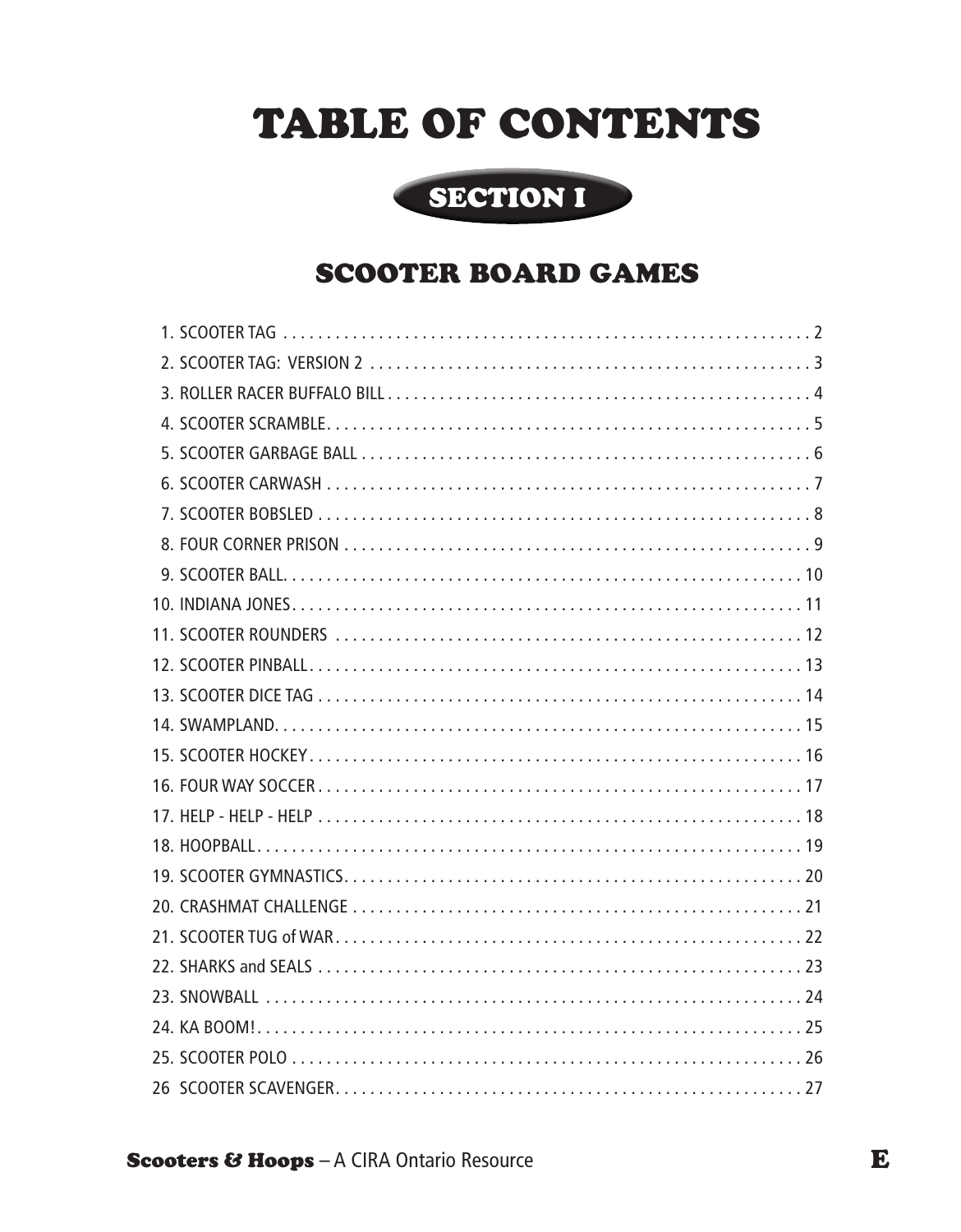# TABLE OF CONTENTS

## SECTION I

## SCOOTER BOARD GAMES

1. SCOOTER TAG . . . . . . . . . . . . . . . . . . . . . . . . . . . . . . . . . . . . . . . . . . . . . . . . . . . . . . . . . . . . . 2
2. SCOOTER TAG: VERSION 2 . . . . . . . . . . . . . . . . . . . . . . . . . . . . . . . . . . . . . . . . . . . . . . . . . . . 3
3. ROLLER RACER BUFFALO BILL . . . . . . . . . . . . . . . . . . . . . . . . . . . . . . . . . . . . . . . . . . . . . . . . 4
4. SCOOTER SCRAMBLE. . . . . . . . . . . . . . . . . . . . . . . . . . . . . . . . . . . . . . . . . . . . . . . . . . . . . . . . 5
5. SCOOTER GARBAGE BALL . . . . . . . . . . . . . . . . . . . . . . . . . . . . . . . . . . . . . . . . . . . . . . . . . . . . 6
6. SCOOTER CARWASH . . . . . . . . . . . . . . . . . . . . . . . . . . . . . . . . . . . . . . . . . . . . . . . . . . . . . . . . . 7
7. SCOOTER BOBSLED . . . . . . . . . . . . . . . . . . . . . . . . . . . . . . . . . . . . . . . . . . . . . . . . . . . . . . . . . 8
8. FOUR CORNER PRISON . . . . . . . . . . . . . . . . . . . . . . . . . . . . . . . . . . . . . . . . . . . . . . . . . . . . . . 9
9. SCOOTER BALL. . . . . . . . . . . . . . . . . . . . . . . . . . . . . . . . . . . . . . . . . . . . . . . . . . . . . . . . . . . . 10
10. INDIANA JONES. . . . . . . . . . . . . . . . . . . . . . . . . . . . . . . . . . . . . . . . . . . . . . . . . . . . . . . . . . . 11
11. SCOOTER ROUNDERS . . . . . . . . . . . . . . . . . . . . . . . . . . . . . . . . . . . . . . . . . . . . . . . . . . . . . . 12
12. SCOOTER PINBALL. . . . . . . . . . . . . . . . . . . . . . . . . . . . . . . . . . . . . . . . . . . . . . . . . . . . . . . . . 13
13. SCOOTER DICE TAG . . . . . . . . . . . . . . . . . . . . . . . . . . . . . . . . . . . . . . . . . . . . . . . . . . . . . . . . 14
14. SWAMPLAND. . . . . . . . . . . . . . . . . . . . . . . . . . . . . . . . . . . . . . . . . . . . . . . . . . . . . . . . . . . . . . 15
15. SCOOTER HOCKEY. . . . . . . . . . . . . . . . . . . . . . . . . . . . . . . . . . . . . . . . . . . . . . . . . . . . . . . . . 16
16. FOUR WAY SOCCER . . . . . . . . . . . . . . . . . . . . . . . . . . . . . . . . . . . . . . . . . . . . . . . . . . . . . . . . 17
17. HELP - HELP - HELP . . . . . . . . . . . . . . . . . . . . . . . . . . . . . . . . . . . . . . . . . . . . . . . . . . . . . . . . 18
18. HOOPBALL. . . . . . . . . . . . . . . . . . . . . . . . . . . . . . . . . . . . . . . . . . . . . . . . . . . . . . . . . . . . . . . 19
19. SCOOTER GYMNASTICS. . . . . . . . . . . . . . . . . . . . . . . . . . . . . . . . . . . . . . . . . . . . . . . . . . . . . 20
20. CRASHMAT CHALLENGE . . . . . . . . . . . . . . . . . . . . . . . . . . . . . . . . . . . . . . . . . . . . . . . . . . . . 21
21. SCOOTER TUG of WAR. . . . . . . . . . . . . . . . . . . . . . . . . . . . . . . . . . . . . . . . . . . . . . . . . . . . . . 22
22. SHARKS and SEALS . . . . . . . . . . . . . . . . . . . . . . . . . . . . . . . . . . . . . . . . . . . . . . . . . . . . . . . . 23
23. SNOWBALL . . . . . . . . . . . . . . . . . . . . . . . . . . . . . . . . . . . . . . . . . . . . . . . . . . . . . . . . . . . . . . 24
24. KA BOOM!. . . . . . . . . . . . . . . . . . . . . . . . . . . . . . . . . . . . . . . . . . . . . . . . . . . . . . . . . . . . . . . 25
25. SCOOTER POLO . . . . . . . . . . . . . . . . . . . . . . . . . . . . . . . . . . . . . . . . . . . . . . . . . . . . . . . . . . . 26
26. SCOOTER SCAVENGER. . . . . . . . . . . . . . . . . . . . . . . . . . . . . . . . . . . . . . . . . . . . . . . . . . . . . . 27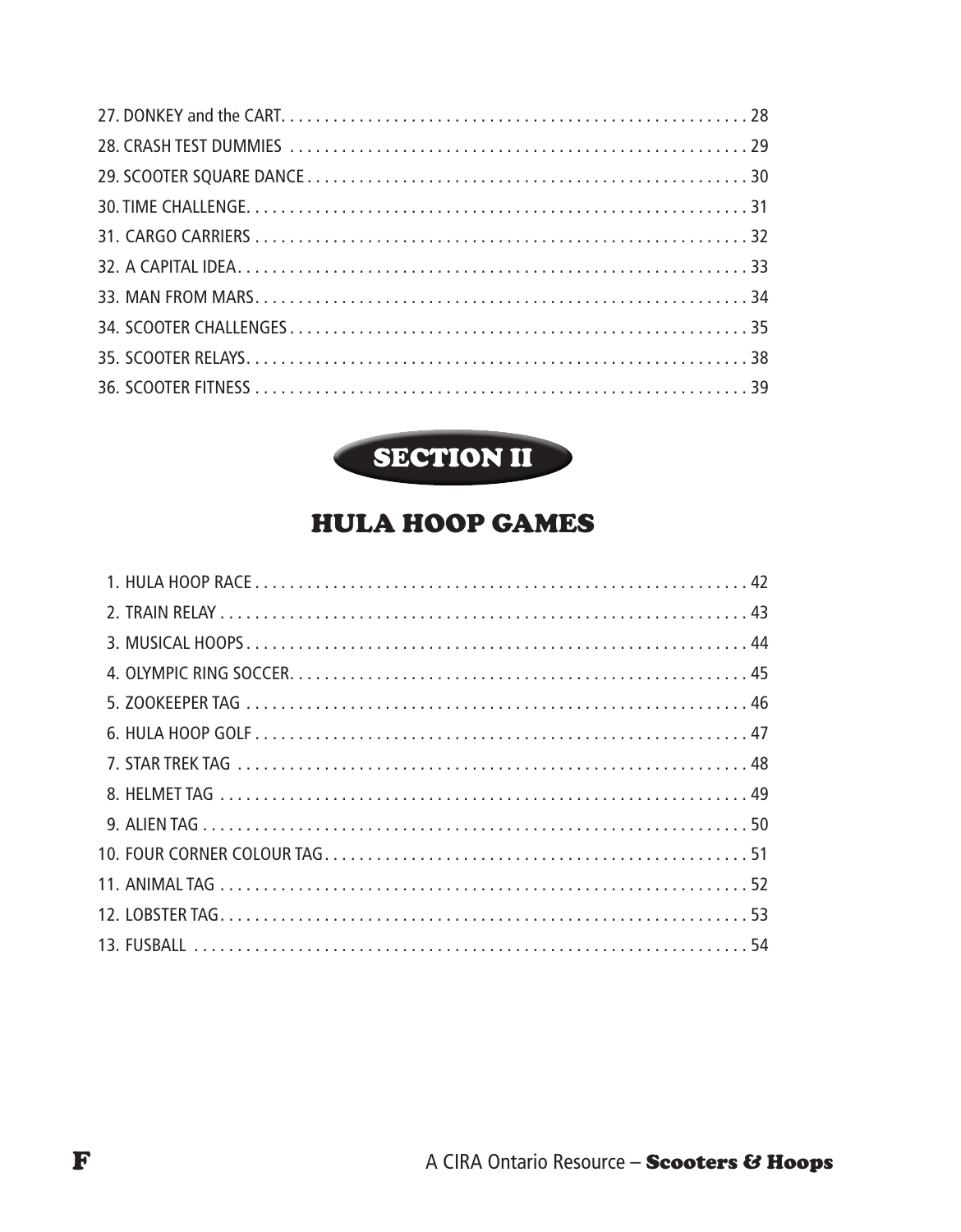27. DONKEY and the CART . . . . . . . . . . . . . . . . . . . . . . . . . . . . . . . . . . . . . . . . . . . . . . . . . . . . . . 28
28. CRASH TEST DUMMIES . . . . . . . . . . . . . . . . . . . . . . . . . . . . . . . . . . . . . . . . . . . . . . . . . . . . . 29
29. SCOOTER SQUARE DANCE . . . . . . . . . . . . . . . . . . . . . . . . . . . . . . . . . . . . . . . . . . . . . . . . . . . 30
30. TIME CHALLENGE. . . . . . . . . . . . . . . . . . . . . . . . . . . . . . . . . . . . . . . . . . . . . . . . . . . . . . . . . . 31
31. CARGO CARRIERS . . . . . . . . . . . . . . . . . . . . . . . . . . . . . . . . . . . . . . . . . . . . . . . . . . . . . . . . . 32
32. A CAPITAL IDEA. . . . . . . . . . . . . . . . . . . . . . . . . . . . . . . . . . . . . . . . . . . . . . . . . . . . . . . . . . . 33
33. MAN FROM MARS. . . . . . . . . . . . . . . . . . . . . . . . . . . . . . . . . . . . . . . . . . . . . . . . . . . . . . . . . . 34
34. SCOOTER CHALLENGES . . . . . . . . . . . . . . . . . . . . . . . . . . . . . . . . . . . . . . . . . . . . . . . . . . . . . 35
35. SCOOTER RELAYS. . . . . . . . . . . . . . . . . . . . . . . . . . . . . . . . . . . . . . . . . . . . . . . . . . . . . . . . . . 38
36. SCOOTER FITNESS . . . . . . . . . . . . . . . . . . . . . . . . . . . . . . . . . . . . . . . . . . . . . . . . . . . . . . . . . 39

# SECTION II

## HULA HOOP GAMES

1. HULA HOOP RACE . . . . . . . . . . . . . . . . . . . . . . . . . . . . . . . . . . . . . . . . . . . . . . . . . . . . . . . . . 42
2. TRAIN RELAY . . . . . . . . . . . . . . . . . . . . . . . . . . . . . . . . . . . . . . . . . . . . . . . . . . . . . . . . . . . . . 43
3. MUSICAL HOOPS . . . . . . . . . . . . . . . . . . . . . . . . . . . . . . . . . . . . . . . . . . . . . . . . . . . . . . . . . . 44
4. OLYMPIC RING SOCCER. . . . . . . . . . . . . . . . . . . . . . . . . . . . . . . . . . . . . . . . . . . . . . . . . . . . . 45
5. ZOOKEEPER TAG . . . . . . . . . . . . . . . . . . . . . . . . . . . . . . . . . . . . . . . . . . . . . . . . . . . . . . . . . . 46
6. HULA HOOP GOLF . . . . . . . . . . . . . . . . . . . . . . . . . . . . . . . . . . . . . . . . . . . . . . . . . . . . . . . . . . 47
7. STAR TREK TAG . . . . . . . . . . . . . . . . . . . . . . . . . . . . . . . . . . . . . . . . . . . . . . . . . . . . . . . . . . . 48
8. HELMET TAG . . . . . . . . . . . . . . . . . . . . . . . . . . . . . . . . . . . . . . . . . . . . . . . . . . . . . . . . . . . . . 49
9. ALIEN TAG . . . . . . . . . . . . . . . . . . . . . . . . . . . . . . . . . . . . . . . . . . . . . . . . . . . . . . . . . . . . . . . 50
10. FOUR CORNER COLOUR TAG. . . . . . . . . . . . . . . . . . . . . . . . . . . . . . . . . . . . . . . . . . . . . . . . . 51
11. ANIMAL TAG . . . . . . . . . . . . . . . . . . . . . . . . . . . . . . . . . . . . . . . . . . . . . . . . . . . . . . . . . . . . . 52
12. LOBSTER TAG. . . . . . . . . . . . . . . . . . . . . . . . . . . . . . . . . . . . . . . . . . . . . . . . . . . . . . . . . . . . . 53
13. FUSBALL . . . . . . . . . . . . . . . . . . . . . . . . . . . . . . . . . . . . . . . . . . . . . . . . . . . . . . . . . . . . . . . . 54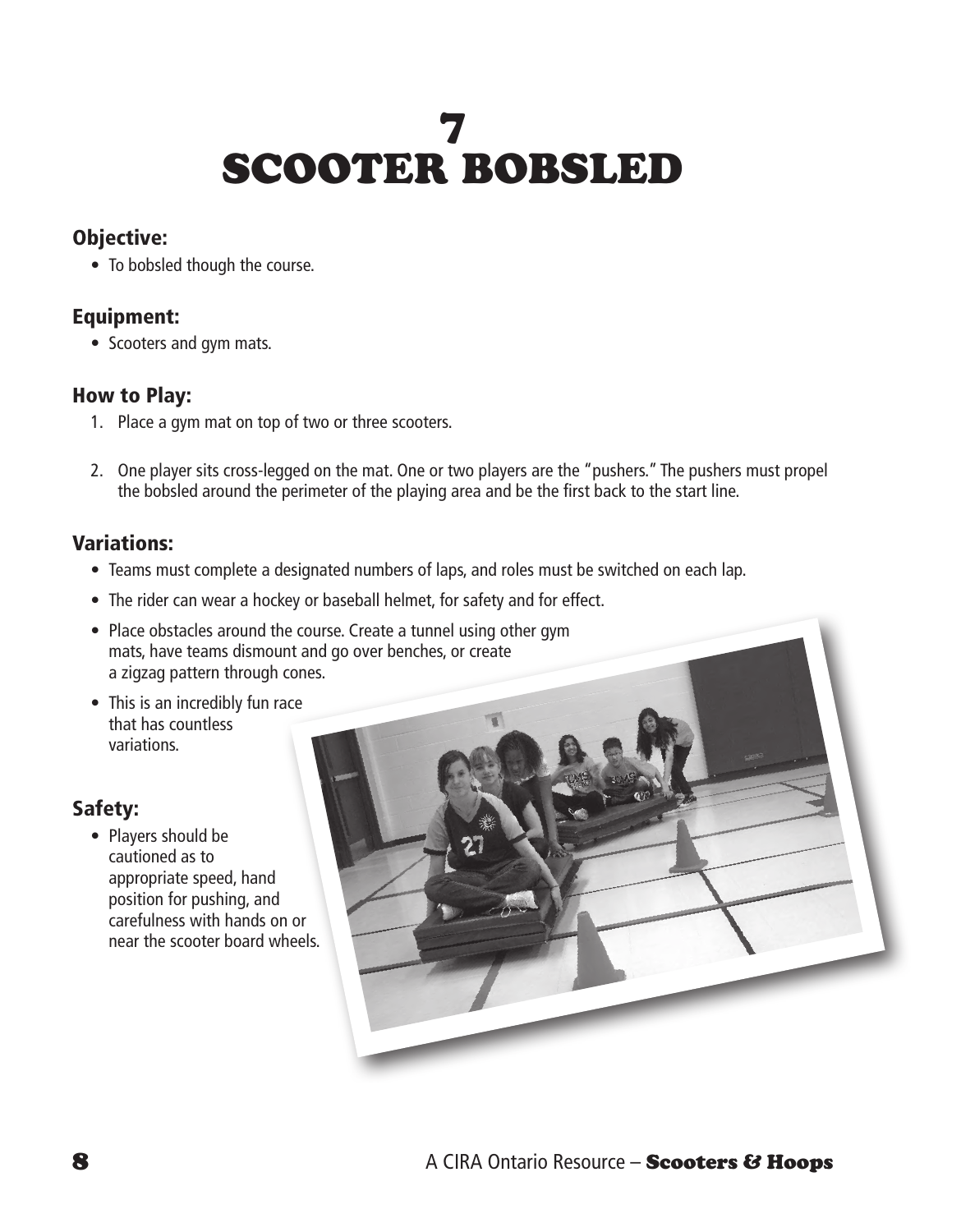# 7 SCOOTER BOBSLED

### Objective:

- To bobsled though the course.

### Equipment:

- Scooters and gym mats.

### How to Play:

1. Place a gym mat on top of two or three scooters.
2. One player sits cross-legged on the mat. One or two players are the "pushers." The pushers must propel the bobsled around the perimeter of the playing area and be the first back to the start line.

### Variations:

- Teams must complete a designated numbers of laps, and roles must be switched on each lap.
- The rider can wear a hockey or baseball helmet, for safety and for effect.
- Place obstacles around the course. Create a tunnel using other gym mats, have teams dismount and go over benches, or create a zigzag pattern through cones.
- This is an incredibly fun race that has countless variations.

### Safety:

- Players should be cautioned as to appropriate speed, hand position for pushing, and carefulness with hands on or near the scooter board wheels.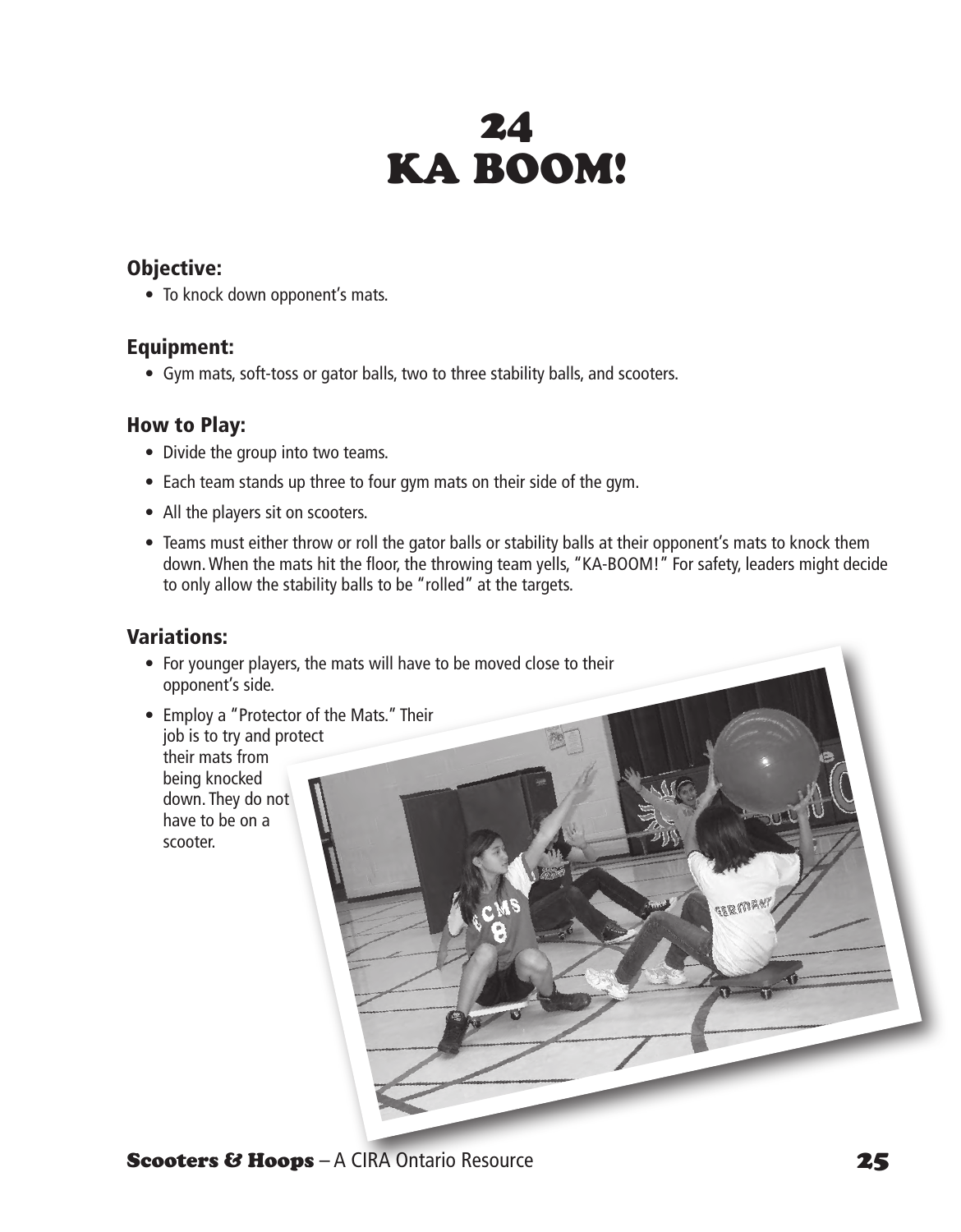# 24
# KA BOOM!

### Objective:

- To knock down opponent's mats.

### Equipment:

- Gym mats, soft-toss or gator balls, two to three stability balls, and scooters.

### How to Play:

- Divide the group into two teams.
- Each team stands up three to four gym mats on their side of the gym.
- All the players sit on scooters.
- Teams must either throw or roll the gator balls or stability balls at their opponent's mats to knock them down. When the mats hit the floor, the throwing team yells, "KA-BOOM!" For safety, leaders might decide to only allow the stability balls to be "rolled" at the targets.

### Variations:

- For younger players, the mats will have to be moved close to their opponent's side.
- Employ a "Protector of the Mats." Their job is to try and protect their mats from being knocked down. They do not have to be on a scooter.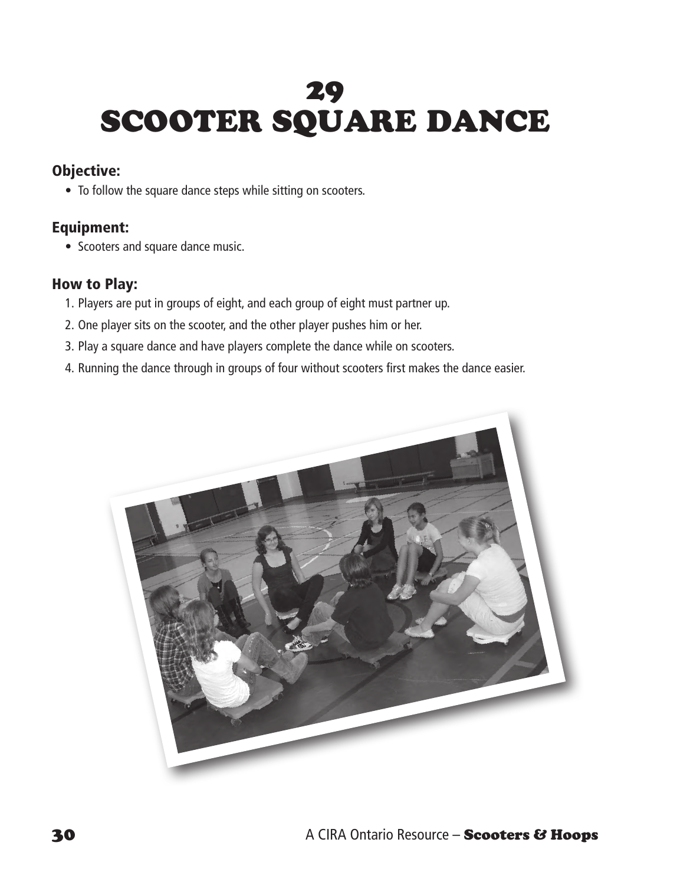# 29
# SCOOTER SQUARE DANCE

### Objective:

- To follow the square dance steps while sitting on scooters.

### Equipment:

- Scooters and square dance music.

### How to Play:

1. Players are put in groups of eight, and each group of eight must partner up.
2. One player sits on the scooter, and the other player pushes him or her.
3. Play a square dance and have players complete the dance while on scooters.
4. Running the dance through in groups of four without scooters first makes the dance easier.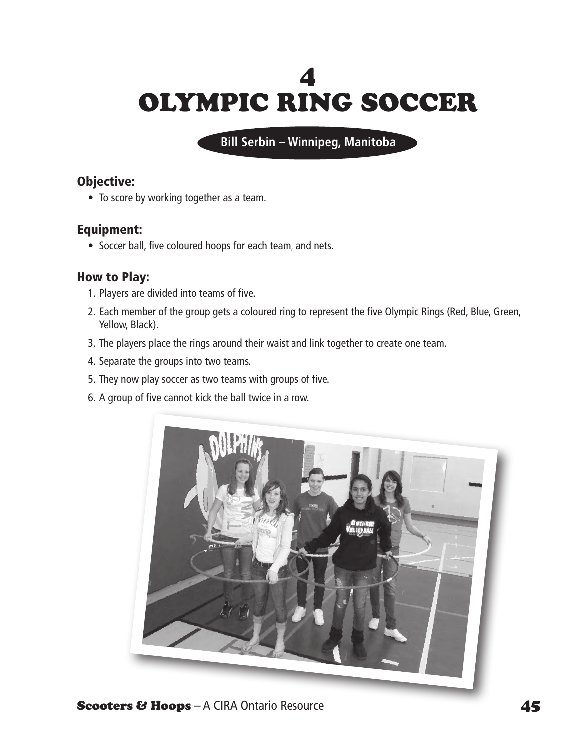# 4
# OLYMPIC RING SOCCER

**Bill Serbin – Winnipeg, Manitoba**

### Objective:

- To score by working together as a team.

### Equipment:

- Soccer ball, five coloured hoops for each team, and nets.

### How to Play:

1. Players are divided into teams of five.
2. Each member of the group gets a coloured ring to represent the five Olympic Rings (Red, Blue, Green, Yellow, Black).
3. The players place the rings around their waist and link together to create one team.
4. Separate the groups into two teams.
5. They now play soccer as two teams with groups of five.
6. A group of five cannot kick the ball twice in a row.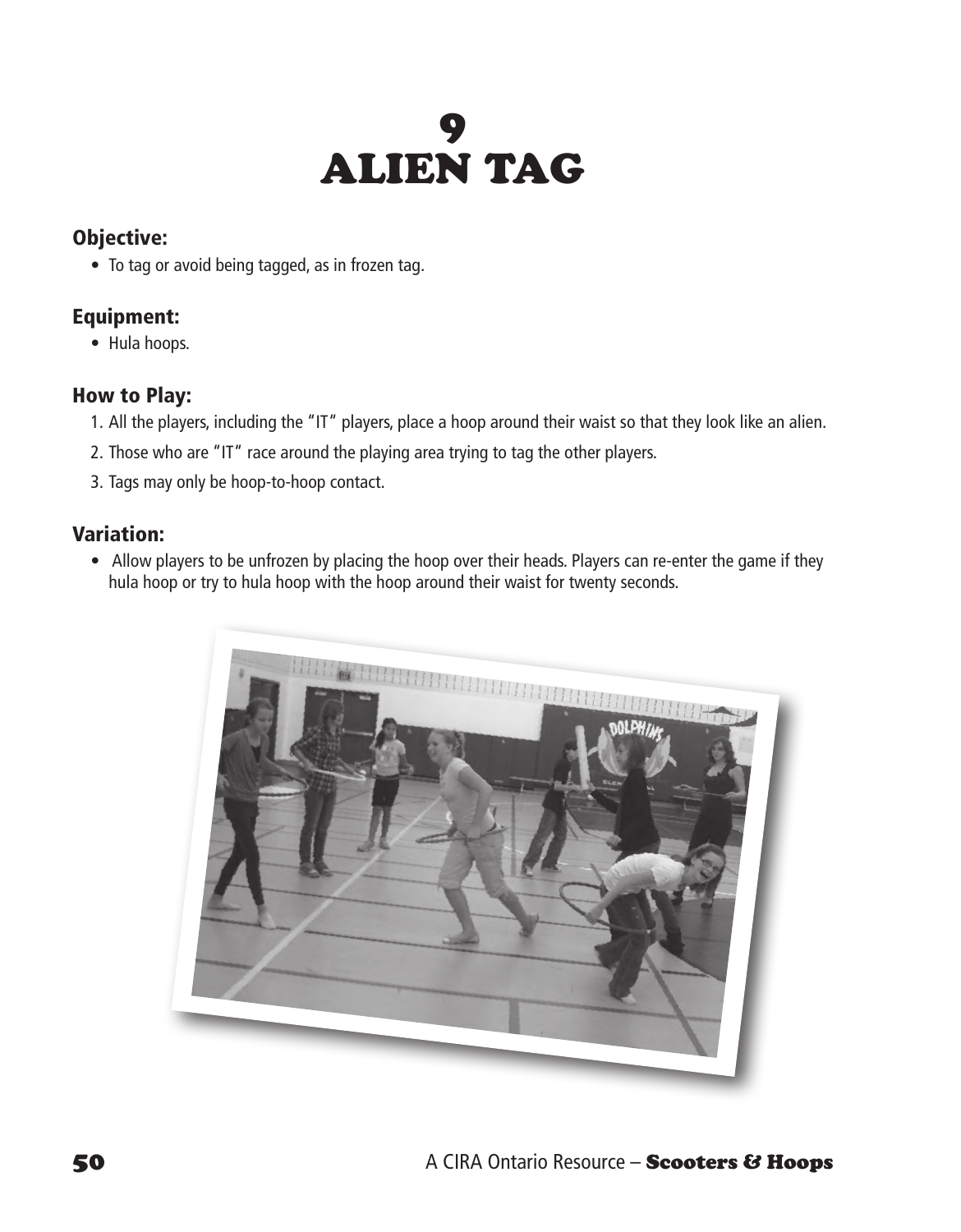# 9
# ALIEN TAG

### Objective:

- To tag or avoid being tagged, as in frozen tag.

### Equipment:

- Hula hoops.

### How to Play:

1. All the players, including the "IT" players, place a hoop around their waist so that they look like an alien.
2. Those who are "IT" race around the playing area trying to tag the other players.
3. Tags may only be hoop-to-hoop contact.

### Variation:

- Allow players to be unfrozen by placing the hoop over their heads. Players can re-enter the game if they hula hoop or try to hula hoop with the hoop around their waist for twenty seconds.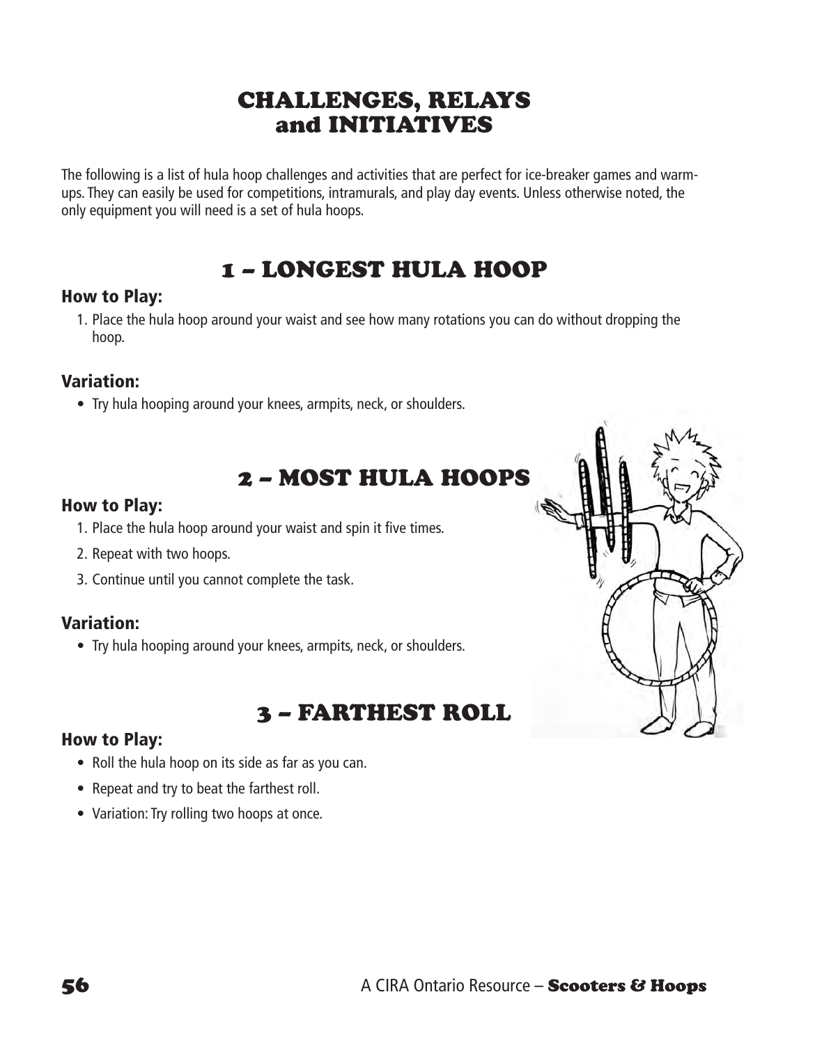# CHALLENGES, RELAYS and INITIATIVES

The following is a list of hula hoop challenges and activities that are perfect for ice-breaker games and warm-ups. They can easily be used for competitions, intramurals, and play day events. Unless otherwise noted, the only equipment you will need is a set of hula hoops.

## 1 – LONGEST HULA HOOP

### How to Play:

1. Place the hula hoop around your waist and see how many rotations you can do without dropping the hoop.

### Variation:

- Try hula hooping around your knees, armpits, neck, or shoulders.

## 2 – MOST HULA HOOPS

### How to Play:

1. Place the hula hoop around your waist and spin it five times.
2. Repeat with two hoops.
3. Continue until you cannot complete the task.

### Variation:

- Try hula hooping around your knees, armpits, neck, or shoulders.

## 3 – FARTHEST ROLL

### How to Play:

- Roll the hula hoop on its side as far as you can.
- Repeat and try to beat the farthest roll.
- Variation: Try rolling two hoops at once.